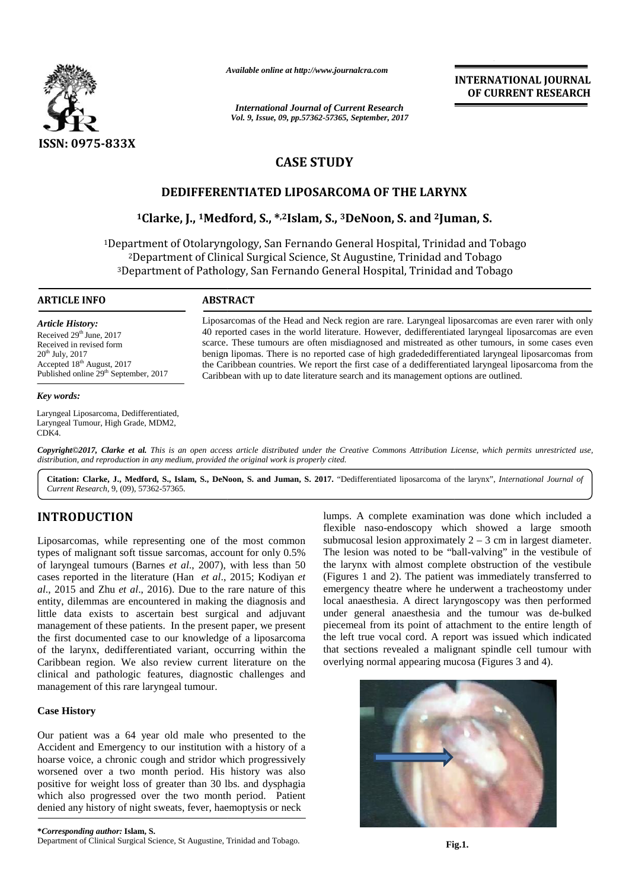# CASE STUDY

## DEDIFFERENTIATED LIPOSARCOMA OF THE LARYNX

**[1]Clarke, J., [1]Medford, S., *,[2]Islam, S., [3]DeNoon, S. and [2]Juman, S.**

[1]Department of Otolaryngology, San Fernando General Hospital, Trinidad and Tobago
[2]Department of Clinical Surgical Science, St Augustine, Trinidad and Tobago
[3]Department of Pathology, San Fernando General Hospital, Trinidad and Tobago

### ARTICLE INFO

*Article History:*
Received 29th June, 2017
Received in revised form
20th July, 2017
Accepted 18th August, 2017
Published online 29th September, 2017

*Key words:*
Laryngeal Liposarcoma, Dedifferentiated, Laryngeal Tumour, High Grade, MDM2, CDK4.

### ABSTRACT

Liposarcomas of the Head and Neck region are rare. Laryngeal liposarcomas are even rarer with only 40 reported cases in the world literature. However, dedifferentiated laryngeal liposarcomas are even scarce. These tumours are often misdiagnosed and mistreated as other tumours, in some cases even benign lipomas. There is no reported case of high gradededifferentiated laryngeal liposarcomas from the Caribbean countries. We report the first case of a dedifferentiated laryngeal liposarcoma from the Caribbean with up to date literature search and its management options are outlined.

***Copyright©2017, Clarke et al.** This is an open access article distributed under the Creative Commons Attribution License, which permits unrestricted use, distribution, and reproduction in any medium, provided the original work is properly cited.*

**Citation: Clarke, J., Medford, S., Islam, S., DeNoon, S. and Juman, S. 2017.** "Dedifferentiated liposarcoma of the larynx", *International Journal of Current Research*, 9, (09), 57362-57365.

## INTRODUCTION

Liposarcomas, while representing one of the most common types of malignant soft tissue sarcomas, account for only 0.5% of laryngeal tumours (Barnes *et al*., 2007), with less than 50 cases reported in the literature (Han *et al*., 2015; Kodiyan *et al*., 2015 and Zhu *et al*., 2016). Due to the rare nature of this entity, dilemmas are encountered in making the diagnosis and little data exists to ascertain best surgical and adjuvant management of these patients. In the present paper, we present the first documented case to our knowledge of a liposarcoma of the larynx, dedifferentiated variant, occurring within the Caribbean region. We also review current literature on the clinical and pathologic features, diagnostic challenges and management of this rare laryngeal tumour.

### Case History

Our patient was a 64 year old male who presented to the Accident and Emergency to our institution with a history of a hoarse voice, a chronic cough and stridor which progressively worsened over a two month period. His history was also positive for weight loss of greater than 30 lbs. and dysphagia which also progressed over the two month period. Patient denied any history of night sweats, fever, haemoptysis or neck lumps. A complete examination was done which included a flexible naso-endoscopy which showed a large smooth submucosal lesion approximately 2 – 3 cm in largest diameter. The lesion was noted to be "ball-valving" in the vestibule of the larynx with almost complete obstruction of the vestibule (Figures 1 and 2). The patient was immediately transferred to emergency theatre where he underwent a tracheostomy under local anaesthesia. A direct laryngoscopy was then performed under general anaesthesia and the tumour was de-bulked piecemeal from its point of attachment to the entire length of the left true vocal cord. A report was issued which indicated that sections revealed a malignant spindle cell tumour with overlying normal appearing mucosa (Figures 3 and 4).

Fig.1.

***Corresponding author:** Islam, S.
Department of Clinical Surgical Science, St Augustine, Trinidad and Tobago.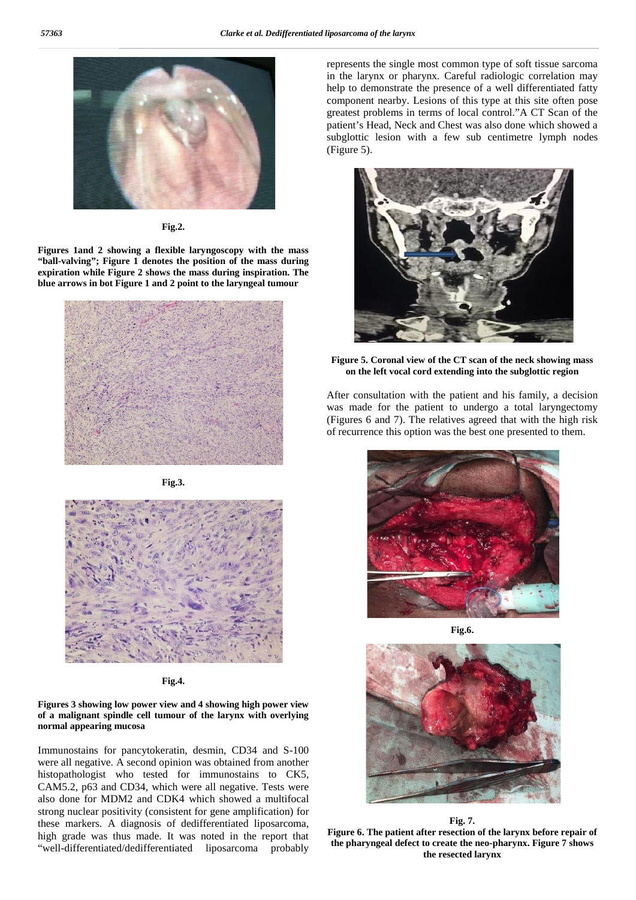Fig.2.

**Figures 1and 2 showing a flexible laryngoscopy with the mass "ball-valving"; Figure 1 denotes the position of the mass during expiration while Figure 2 shows the mass during inspiration. The blue arrows in bot Figure 1 and 2 point to the laryngeal tumour**

Fig.3.

Fig.4.

**Figures 3 showing low power view and 4 showing high power view of a malignant spindle cell tumour of the larynx with overlying normal appearing mucosa**

Immunostains for pancytokeratin, desmin, CD34 and S-100 were all negative. A second opinion was obtained from another histopathologist who tested for immunostains to CK5, CAM5.2, p63 and CD34, which were all negative. Tests were also done for MDM2 and CDK4 which showed a multifocal strong nuclear positivity (consistent for gene amplification) for these markers. A diagnosis of dedifferentiated liposarcoma, high grade was thus made. It was noted in the report that "well-differentiated/dedifferentiated liposarcoma probably represents the single most common type of soft tissue sarcoma in the larynx or pharynx. Careful radiologic correlation may help to demonstrate the presence of a well differentiated fatty component nearby. Lesions of this type at this site often pose greatest problems in terms of local control."A CT Scan of the patient's Head, Neck and Chest was also done which showed a subglottic lesion with a few sub centimetre lymph nodes (Figure 5).

**Figure 5. Coronal view of the CT scan of the neck showing mass on the left vocal cord extending into the subglottic region**

After consultation with the patient and his family, a decision was made for the patient to undergo a total laryngectomy (Figures 6 and 7). The relatives agreed that with the high risk of recurrence this option was the best one presented to them.

Fig.6.

Fig. 7.

**Figure 6. The patient after resection of the larynx before repair of the pharyngeal defect to create the neo-pharynx. Figure 7 shows the resected larynx**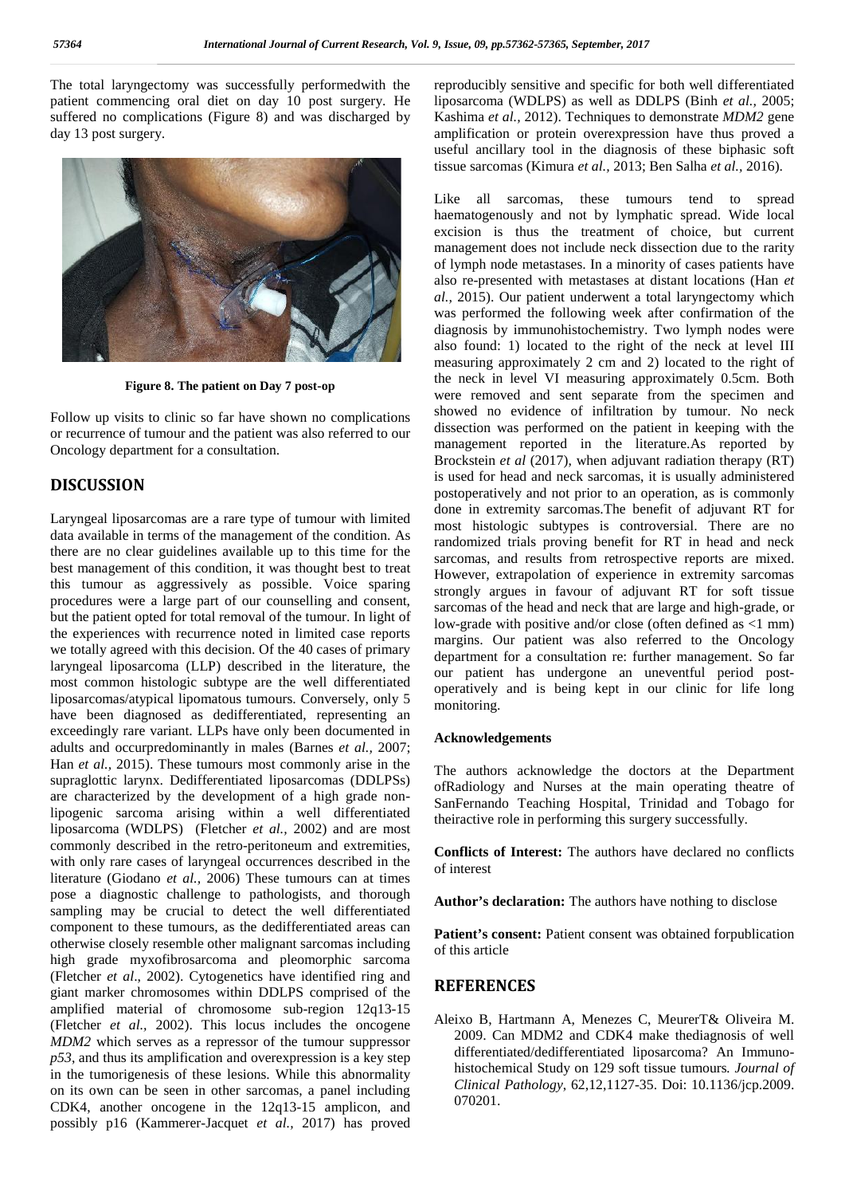The total laryngectomy was successfully performedwith the patient commencing oral diet on day 10 post surgery. He suffered no complications (Figure 8) and was discharged by day 13 post surgery.

**Figure 8. The patient on Day 7 post-op**

Follow up visits to clinic so far have shown no complications or recurrence of tumour and the patient was also referred to our Oncology department for a consultation.

## DISCUSSION

Laryngeal liposarcomas are a rare type of tumour with limited data available in terms of the management of the condition. As there are no clear guidelines available up to this time for the best management of this condition, it was thought best to treat this tumour as aggressively as possible. Voice sparing procedures were a large part of our counselling and consent, but the patient opted for total removal of the tumour. In light of the experiences with recurrence noted in limited case reports we totally agreed with this decision. Of the 40 cases of primary laryngeal liposarcoma (LLP) described in the literature, the most common histologic subtype are the well differentiated liposarcomas/atypical lipomatous tumours. Conversely, only 5 have been diagnosed as dedifferentiated, representing an exceedingly rare variant. LLPs have only been documented in adults and occurpredominantly in males (Barnes *et al.,* 2007; Han *et al.,* 2015). These tumours most commonly arise in the supraglottic larynx. Dedifferentiated liposarcomas (DDLPSs) are characterized by the development of a high grade non-lipogenic sarcoma arising within a well differentiated liposarcoma (WDLPS) (Fletcher *et al.,* 2002) and are most commonly described in the retro-peritoneum and extremities, with only rare cases of laryngeal occurrences described in the literature (Giodano *et al.,* 2006) These tumours can at times pose a diagnostic challenge to pathologists, and thorough sampling may be crucial to detect the well differentiated component to these tumours, as the dedifferentiated areas can otherwise closely resemble other malignant sarcomas including high grade myxofibrosarcoma and pleomorphic sarcoma (Fletcher *et al*., 2002). Cytogenetics have identified ring and giant marker chromosomes within DDLPS comprised of the amplified material of chromosome sub-region 12q13-15 (Fletcher *et al.,* 2002). This locus includes the oncogene *MDM2* which serves as a repressor of the tumour suppressor *p53*, and thus its amplification and overexpression is a key step in the tumorigenesis of these lesions. While this abnormality on its own can be seen in other sarcomas, a panel including CDK4, another oncogene in the 12q13-15 amplicon, and possibly p16 (Kammerer-Jacquet *et al.,* 2017) has proved reproducibly sensitive and specific for both well differentiated liposarcoma (WDLPS) as well as DDLPS (Binh *et al.,* 2005; Kashima *et al.,* 2012). Techniques to demonstrate *MDM2* gene amplification or protein overexpression have thus proved a useful ancillary tool in the diagnosis of these biphasic soft tissue sarcomas (Kimura *et al.,* 2013; Ben Salha *et al.,* 2016).

Like all sarcomas, these tumours tend to spread haematogenously and not by lymphatic spread. Wide local excision is thus the treatment of choice, but current management does not include neck dissection due to the rarity of lymph node metastases. In a minority of cases patients have also re-presented with metastases at distant locations (Han *et al.,* 2015). Our patient underwent a total laryngectomy which was performed the following week after confirmation of the diagnosis by immunohistochemistry. Two lymph nodes were also found: 1) located to the right of the neck at level III measuring approximately 2 cm and 2) located to the right of the neck in level VI measuring approximately 0.5cm. Both were removed and sent separate from the specimen and showed no evidence of infiltration by tumour. No neck dissection was performed on the patient in keeping with the management reported in the literature.As reported by Brockstein *et al* (2017), when adjuvant radiation therapy (RT) is used for head and neck sarcomas, it is usually administered postoperatively and not prior to an operation, as is commonly done in extremity sarcomas.The benefit of adjuvant RT for most histologic subtypes is controversial. There are no randomized trials proving benefit for RT in head and neck sarcomas, and results from retrospective reports are mixed. However, extrapolation of experience in extremity sarcomas strongly argues in favour of adjuvant RT for soft tissue sarcomas of the head and neck that are large and high-grade, or low-grade with positive and/or close (often defined as <1 mm) margins. Our patient was also referred to the Oncology department for a consultation re: further management. So far our patient has undergone an uneventful period post-operatively and is being kept in our clinic for life long monitoring.

### Acknowledgements

The authors acknowledge the doctors at the Department ofRadiology and Nurses at the main operating theatre of SanFernando Teaching Hospital, Trinidad and Tobago for theiractive role in performing this surgery successfully.

**Conflicts of Interest:** The authors have declared no conflicts of interest

**Author's declaration:** The authors have nothing to disclose

**Patient's consent:** Patient consent was obtained forpublication of this article

## REFERENCES

Aleixo B, Hartmann A, Menezes C, MeurerT& Oliveira M. 2009. Can MDM2 and CDK4 make thediagnosis of well differentiated/dedifferentiated liposarcoma? An Immuno-histochemical Study on 129 soft tissue tumours. *Journal of Clinical Pathology*, 62,12,1127-35. Doi: 10.1136/jcp.2009.070201.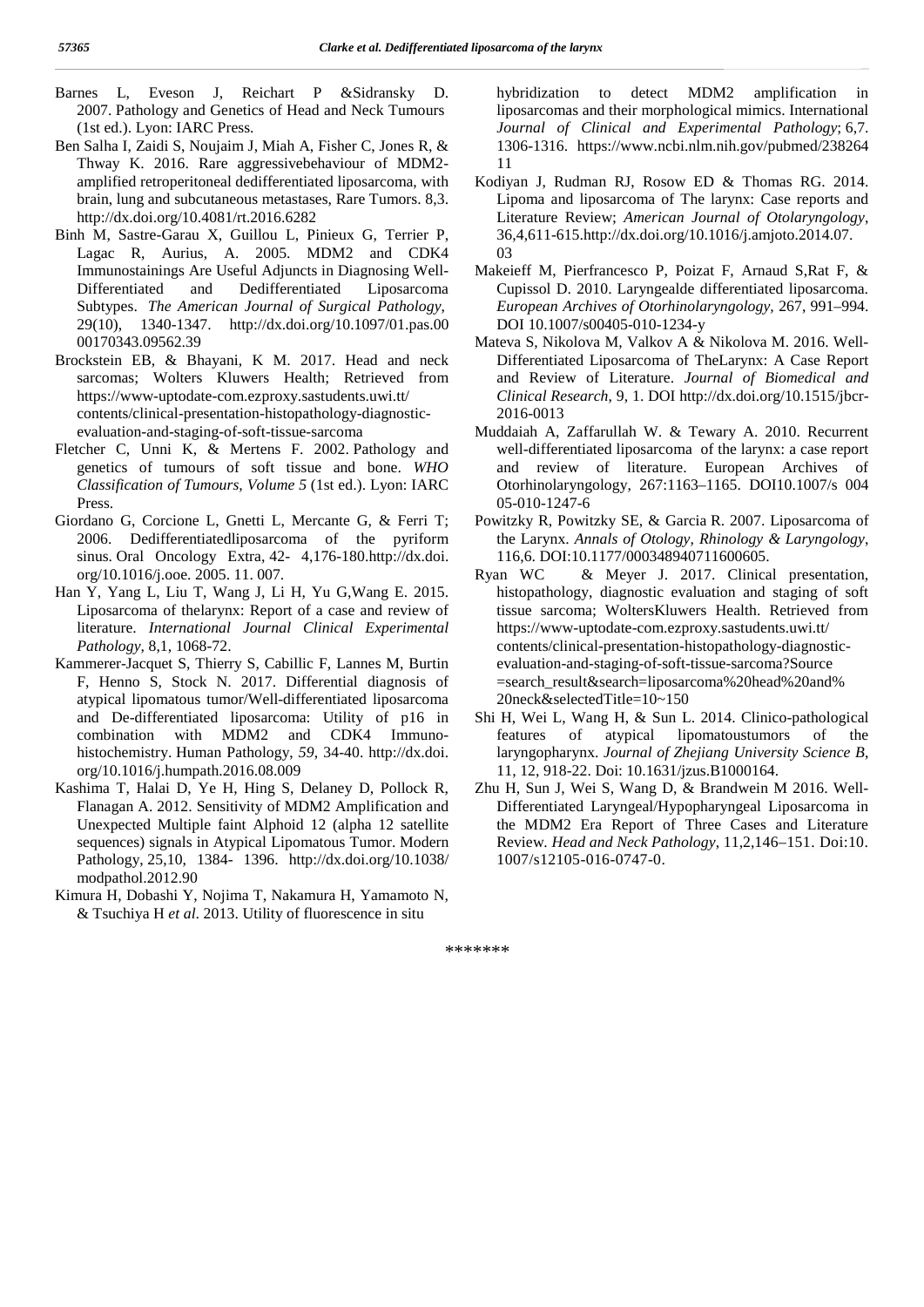Barnes L, Eveson J, Reichart P &Sidransky D. 2007. Pathology and Genetics of Head and Neck Tumours (1st ed.). Lyon: IARC Press.

Ben Salha I, Zaidi S, Noujaim J, Miah A, Fisher C, Jones R, & Thway K. 2016. Rare aggressivebehaviour of MDM2-amplified retroperitoneal dedifferentiated liposarcoma, with brain, lung and subcutaneous metastases, Rare Tumors. 8,3. http://dx.doi.org/10.4081/rt.2016.6282

Binh M, Sastre-Garau X, Guillou L, Pinieux G, Terrier P, Lagac R, Aurius, A. 2005. MDM2 and CDK4 Immunostainings Are Useful Adjuncts in Diagnosing Well-Differentiated and Dedifferentiated Liposarcoma Subtypes. *The American Journal of Surgical Pathology*, 29(10), 1340-1347. http://dx.doi.org/10.1097/01.pas.0000170343.09562.39

Brockstein EB, & Bhayani, K M. 2017. Head and neck sarcomas; Wolters Kluwers Health; Retrieved from https://www-uptodate-com.ezproxy.sastudents.uwi.tt/contents/clinical-presentation-histopathology-diagnostic-evaluation-and-staging-of-soft-tissue-sarcoma

Fletcher C, Unni K, & Mertens F. 2002. Pathology and genetics of tumours of soft tissue and bone. *WHO Classification of Tumours, Volume 5* (1st ed.). Lyon: IARC Press.

Giordano G, Corcione L, Gnetti L, Mercante G, & Ferri T; 2006. Dedifferentiatedliposarcoma of the pyriform sinus. Oral Oncology Extra, 42- 4,176-180.http://dx.doi.org/10.1016/j.ooe. 2005. 11. 007.

Han Y, Yang L, Liu T, Wang J, Li H, Yu G,Wang E. 2015. Liposarcoma of thelarynx: Report of a case and review of literature. *International Journal Clinical Experimental Pathology,* 8,1, 1068-72.

Kammerer-Jacquet S, Thierry S, Cabillic F, Lannes M, Burtin F, Henno S, Stock N. 2017. Differential diagnosis of atypical lipomatous tumor/Well-differentiated liposarcoma and De-differentiated liposarcoma: Utility of p16 in combination with MDM2 and CDK4 Immuno-histochemistry. Human Pathology, *59*, 34-40. http://dx.doi.org/10.1016/j.humpath.2016.08.009

Kashima T, Halai D, Ye H, Hing S, Delaney D, Pollock R, Flanagan A. 2012. Sensitivity of MDM2 Amplification and Unexpected Multiple faint Alphoid 12 (alpha 12 satellite sequences) signals in Atypical Lipomatous Tumor. Modern Pathology, 25,10, 1384- 1396. http://dx.doi.org/10.1038/modpathol.2012.90

Kimura H, Dobashi Y, Nojima T, Nakamura H, Yamamoto N, & Tsuchiya H *et al.* 2013. Utility of fluorescence in situ hybridization to detect MDM2 amplification in liposarcomas and their morphological mimics. International *Journal of Clinical and Experimental Pathology*; 6,7. 1306-1316. https://www.ncbi.nlm.nih.gov/pubmed/23826411

Kodiyan J, Rudman RJ, Rosow ED & Thomas RG. 2014. Lipoma and liposarcoma of The larynx: Case reports and Literature Review; *American Journal of Otolaryngology*, 36,4,611-615.http://dx.doi.org/10.1016/j.amjoto.2014.07.03

Makeieff M, Pierfrancesco P, Poizat F, Arnaud S,Rat F, & Cupissol D. 2010. Laryngealde differentiated liposarcoma. *European Archives of Otorhinolaryngology*, 267, 991–994. DOI 10.1007/s00405-010-1234-y

Mateva S, Nikolova M, Valkov A & Nikolova M. 2016. Well-Differentiated Liposarcoma of TheLarynx: A Case Report and Review of Literature. *Journal of Biomedical and Clinical Research*, 9, 1. DOI http://dx.doi.org/10.1515/jbcr-2016-0013

Muddaiah A, Zaffarullah W. & Tewary A. 2010. Recurrent well-differentiated liposarcoma of the larynx: a case report and review of literature. European Archives of Otorhinolaryngology, 267:1163–1165. DOI10.1007/s 00405-010-1247-6

Powitzky R, Powitzky SE, & Garcia R. 2007. Liposarcoma of the Larynx. *Annals of Otology, Rhinology & Laryngology*, 116,6. DOI:10.1177/000348940711600605.

Ryan WC & Meyer J. 2017. Clinical presentation, histopathology, diagnostic evaluation and staging of soft tissue sarcoma; WoltersKluwers Health. Retrieved from https://www-uptodate-com.ezproxy.sastudents.uwi.tt/contents/clinical-presentation-histopathology-diagnostic-evaluation-and-staging-of-soft-tissue-sarcoma?Source=search_result&search=liposarcoma%20head%20and%20neck&selectedTitle=10~150

Shi H, Wei L, Wang H, & Sun L. 2014. Clinico-pathological features of atypical lipomatoustumors of the laryngopharynx. *Journal of Zhejiang University Science B*, 11, 12, 918-22. Doi: 10.1631/jzus.B1000164.

Zhu H, Sun J, Wei S, Wang D, & Brandwein M 2016. Well-Differentiated Laryngeal/Hypopharyngeal Liposarcoma in the MDM2 Era Report of Three Cases and Literature Review. *Head and Neck Pathology*, 11,2,146–151. Doi:10.1007/s12105-016-0747-0.

*******